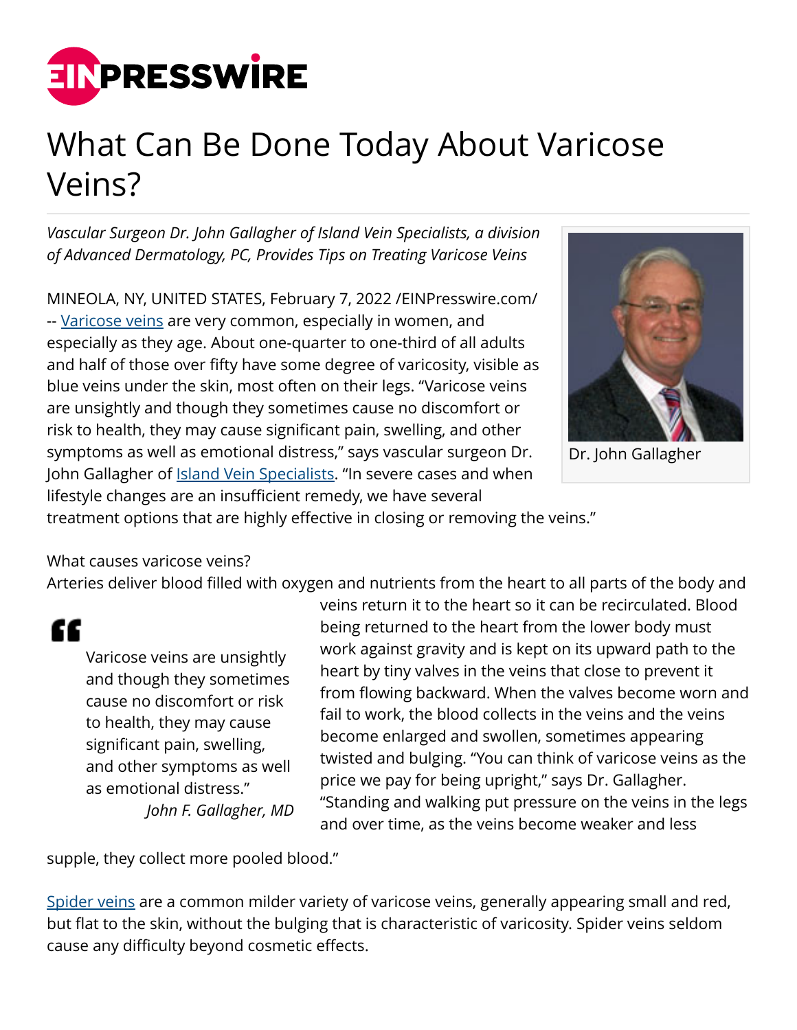# What Can Be Done Today About Varicose Veins?

*Vascular Surgeon Dr. John Gallagher of Island Vein Specialists, a division of Advanced Dermatology, PC, Provides Tips on Treating Varicose Veins*

Dr. John Gallagher

MINEOLA, NY, UNITED STATES, February 7, 2022 /EINPresswire.com/ -- Varicose veins are very common, especially in women, and especially as they age. About one-quarter to one-third of all adults and half of those over fifty have some degree of varicosity, visible as blue veins under the skin, most often on their legs. "Varicose veins are unsightly and though they sometimes cause no discomfort or risk to health, they may cause significant pain, swelling, and other symptoms as well as emotional distress," says vascular surgeon Dr. John Gallagher of Island Vein Specialists. "In severe cases and when lifestyle changes are an insufficient remedy, we have several treatment options that are highly effective in closing or removing the veins."

What causes varicose veins?

Arteries deliver blood filled with oxygen and nutrients from the heart to all parts of the body and veins return it to the heart so it can be recirculated. Blood being returned to the heart from the lower body must work against gravity and is kept on its upward path to the heart by tiny valves in the veins that close to prevent it from flowing backward. When the valves become worn and fail to work, the blood collects in the veins and the veins become enlarged and swollen, sometimes appearing twisted and bulging. "You can think of varicose veins as the price we pay for being upright," says Dr. Gallagher. "Standing and walking put pressure on the veins in the legs and over time, as the veins become weaker and less supple, they collect more pooled blood."

> Varicose veins are unsightly and though they sometimes cause no discomfort or risk to health, they may cause significant pain, swelling, and other symptoms as well as emotional distress."
>
> *John F. Gallagher, MD*

Spider veins are a common milder variety of varicose veins, generally appearing small and red, but flat to the skin, without the bulging that is characteristic of varicosity. Spider veins seldom cause any difficulty beyond cosmetic effects.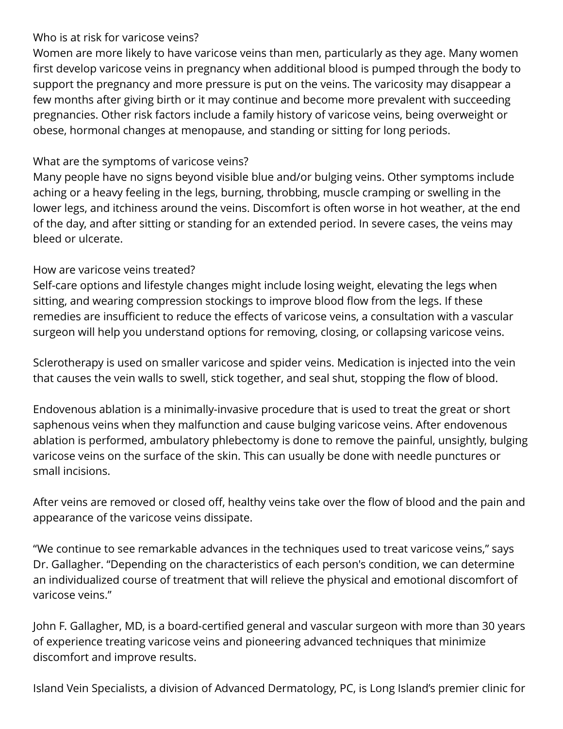Who is at risk for varicose veins?

Women are more likely to have varicose veins than men, particularly as they age. Many women first develop varicose veins in pregnancy when additional blood is pumped through the body to support the pregnancy and more pressure is put on the veins. The varicosity may disappear a few months after giving birth or it may continue and become more prevalent with succeeding pregnancies. Other risk factors include a family history of varicose veins, being overweight or obese, hormonal changes at menopause, and standing or sitting for long periods.

What are the symptoms of varicose veins?

Many people have no signs beyond visible blue and/or bulging veins. Other symptoms include aching or a heavy feeling in the legs, burning, throbbing, muscle cramping or swelling in the lower legs, and itchiness around the veins. Discomfort is often worse in hot weather, at the end of the day, and after sitting or standing for an extended period. In severe cases, the veins may bleed or ulcerate.

How are varicose veins treated?

Self-care options and lifestyle changes might include losing weight, elevating the legs when sitting, and wearing compression stockings to improve blood flow from the legs. If these remedies are insufficient to reduce the effects of varicose veins, a consultation with a vascular surgeon will help you understand options for removing, closing, or collapsing varicose veins.

Sclerotherapy is used on smaller varicose and spider veins. Medication is injected into the vein that causes the vein walls to swell, stick together, and seal shut, stopping the flow of blood.

Endovenous ablation is a minimally-invasive procedure that is used to treat the great or short saphenous veins when they malfunction and cause bulging varicose veins. After endovenous ablation is performed, ambulatory phlebectomy is done to remove the painful, unsightly, bulging varicose veins on the surface of the skin. This can usually be done with needle punctures or small incisions.

After veins are removed or closed off, healthy veins take over the flow of blood and the pain and appearance of the varicose veins dissipate.

"We continue to see remarkable advances in the techniques used to treat varicose veins," says Dr. Gallagher. "Depending on the characteristics of each person's condition, we can determine an individualized course of treatment that will relieve the physical and emotional discomfort of varicose veins."

John F. Gallagher, MD, is a board-certified general and vascular surgeon with more than 30 years of experience treating varicose veins and pioneering advanced techniques that minimize discomfort and improve results.

Island Vein Specialists, a division of Advanced Dermatology, PC, is Long Island's premier clinic for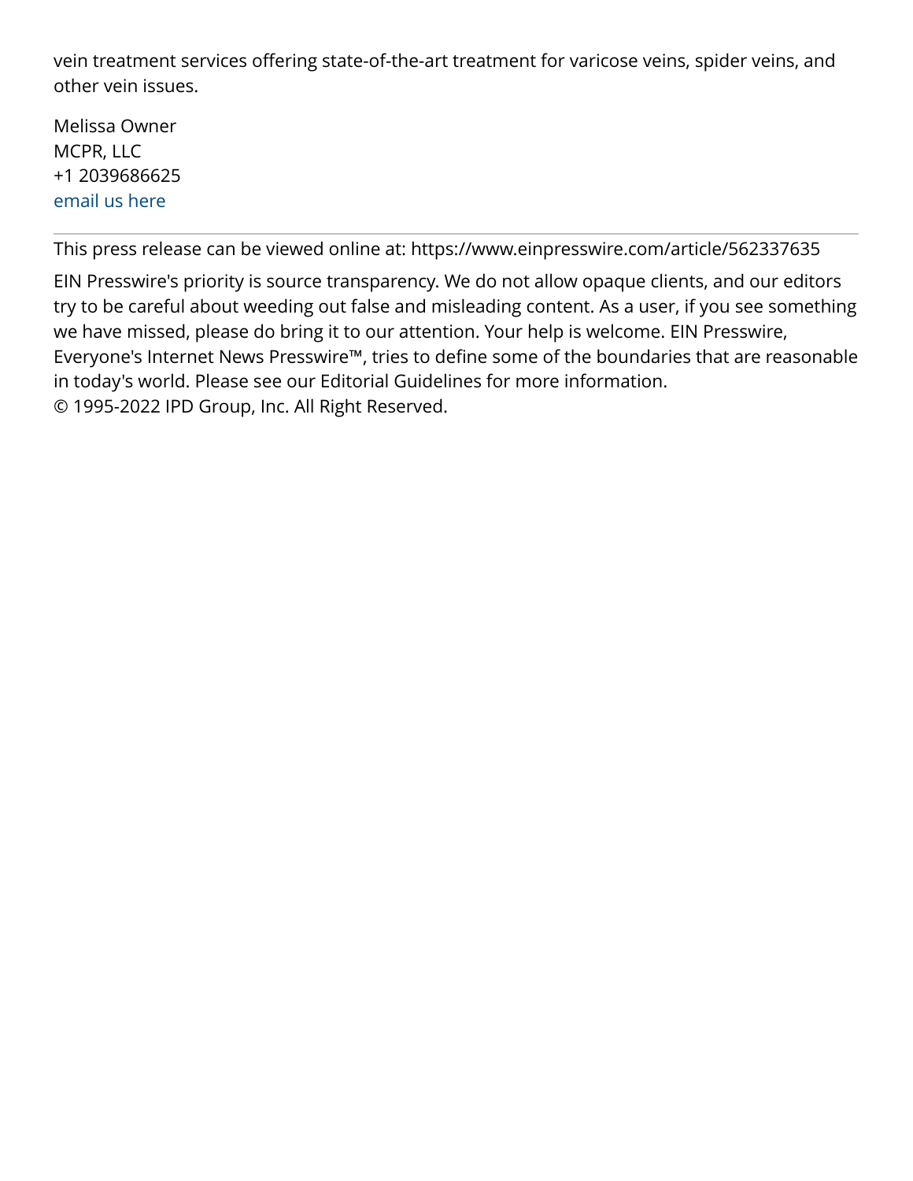vein treatment services offering state-of-the-art treatment for varicose veins, spider veins, and other vein issues.

Melissa Owner
MCPR, LLC
+1 2039686625
email us here

---

This press release can be viewed online at: https://www.einpresswire.com/article/562337635

EIN Presswire's priority is source transparency. We do not allow opaque clients, and our editors try to be careful about weeding out false and misleading content. As a user, if you see something we have missed, please do bring it to our attention. Your help is welcome. EIN Presswire, Everyone's Internet News Presswire™, tries to define some of the boundaries that are reasonable in today's world. Please see our Editorial Guidelines for more information.
© 1995-2022 IPD Group, Inc. All Right Reserved.